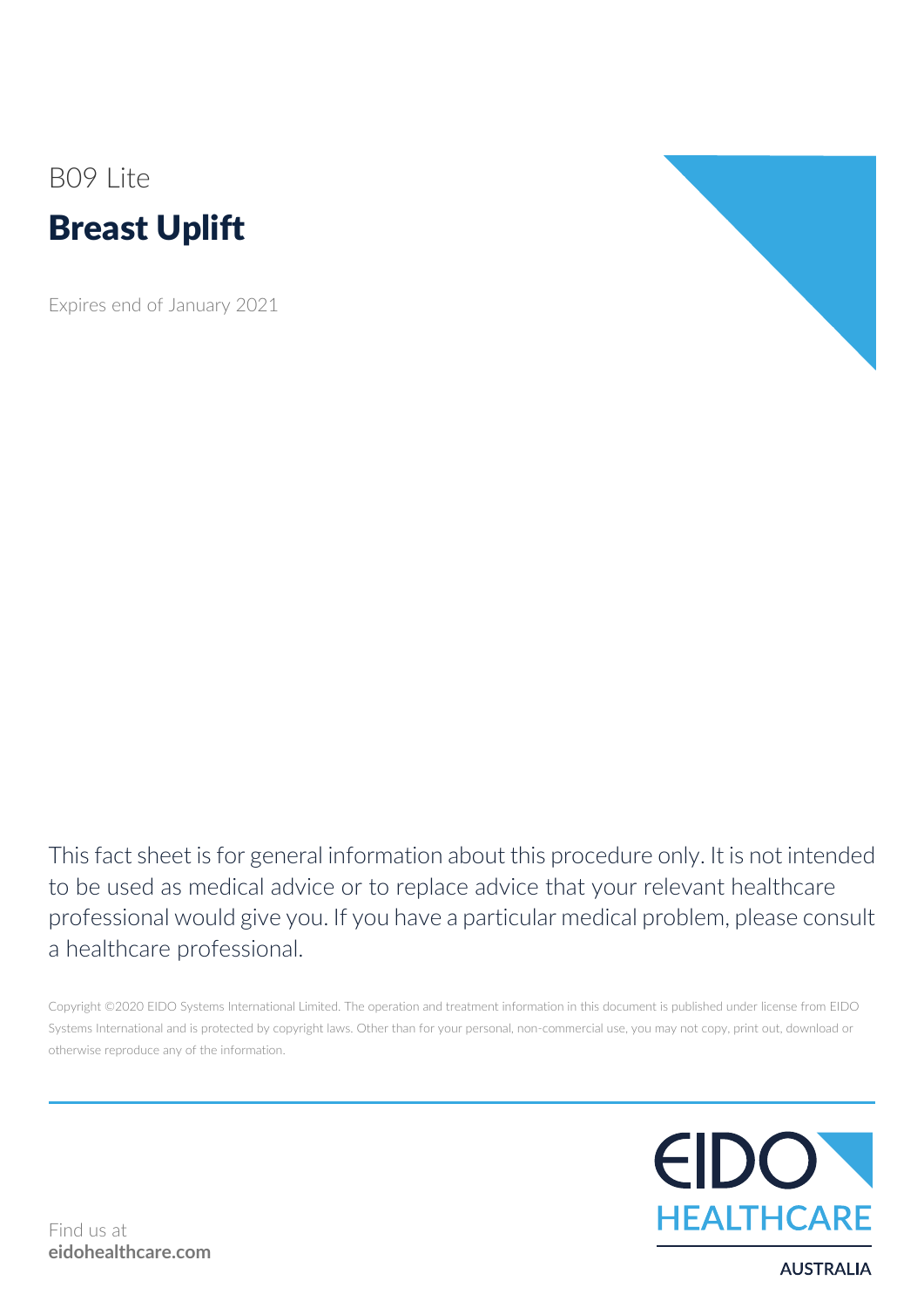B09 Lite

# Breast Uplift

Expires end of January 2021

This fact sheet is for general information about this procedure only. It is not intended to be used as medical advice or to replace advice that your relevant healthcare professional would give you. If you have a particular medical problem, please consult a healthcare professional.

Copyright ©2020 EIDO Systems International Limited. The operation and treatment information in this document is published under license from EIDO Systems International and is protected by copyright laws. Other than for your personal, non-commercial use, you may not copy, print out, download or otherwise reproduce any of the information.

Find us at
**eidohealthcare.com**

EIDO HEALTHCARE
AUSTRALIA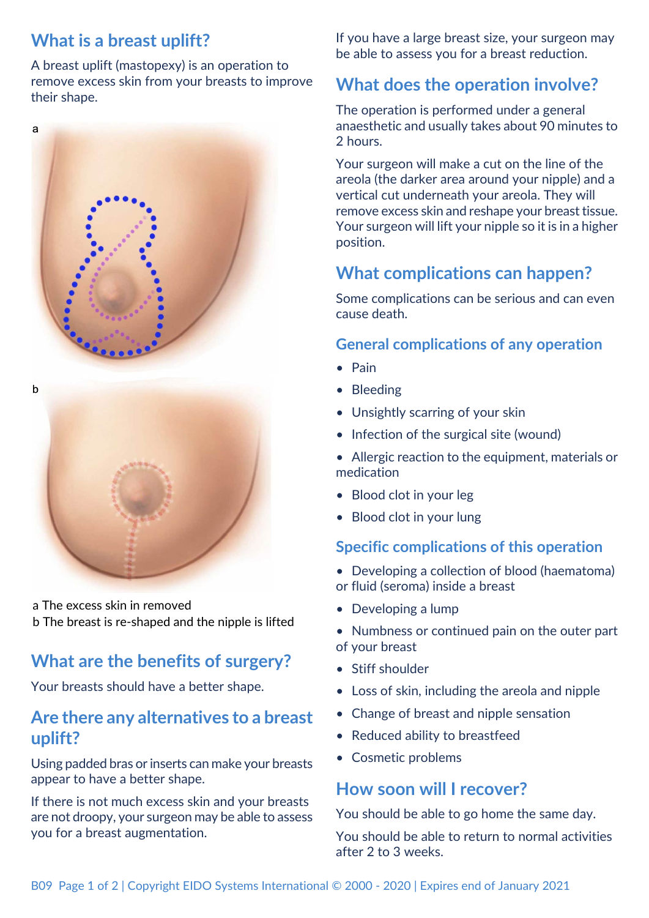## What is a breast uplift?

A breast uplift (mastopexy) is an operation to remove excess skin from your breasts to improve their shape.

a The excess skin in removed
b The breast is re-shaped and the nipple is lifted

## What are the benefits of surgery?

Your breasts should have a better shape.

## Are there any alternatives to a breast uplift?

Using padded bras or inserts can make your breasts appear to have a better shape.

If there is not much excess skin and your breasts are not droopy, your surgeon may be able to assess you for a breast augmentation.

If you have a large breast size, your surgeon may be able to assess you for a breast reduction.

## What does the operation involve?

The operation is performed under a general anaesthetic and usually takes about 90 minutes to 2 hours.

Your surgeon will make a cut on the line of the areola (the darker area around your nipple) and a vertical cut underneath your areola. They will remove excess skin and reshape your breast tissue. Your surgeon will lift your nipple so it is in a higher position.

## What complications can happen?

Some complications can be serious and can even cause death.

### General complications of any operation

- Pain
- Bleeding
- Unsightly scarring of your skin
- Infection of the surgical site (wound)
- Allergic reaction to the equipment, materials or medication
- Blood clot in your leg
- Blood clot in your lung

### Specific complications of this operation

- Developing a collection of blood (haematoma) or fluid (seroma) inside a breast
- Developing a lump
- Numbness or continued pain on the outer part of your breast
- Stiff shoulder
- Loss of skin, including the areola and nipple
- Change of breast and nipple sensation
- Reduced ability to breastfeed
- Cosmetic problems

## How soon will I recover?

You should be able to go home the same day.

You should be able to return to normal activities after 2 to 3 weeks.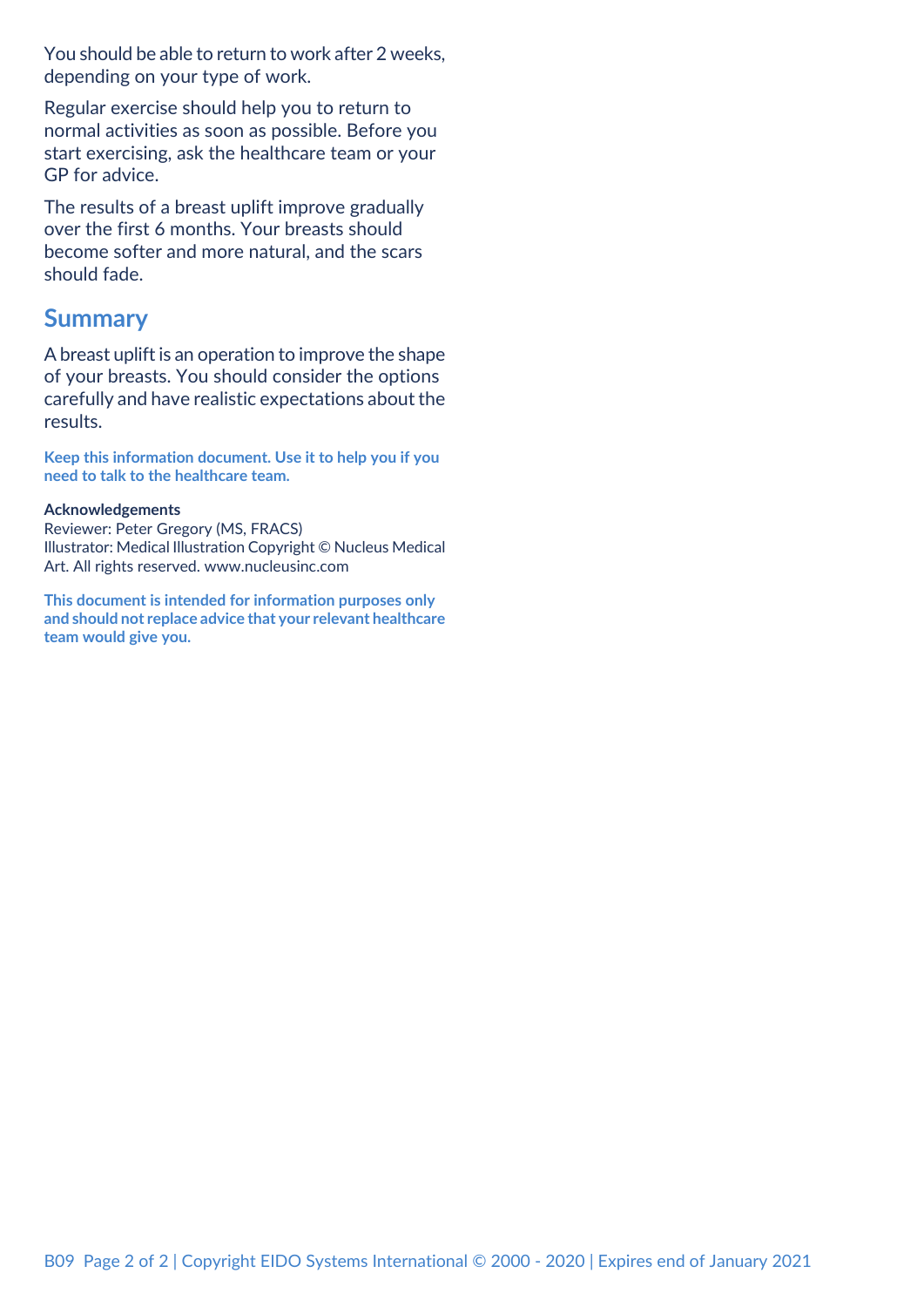You should be able to return to work after 2 weeks, depending on your type of work.

Regular exercise should help you to return to normal activities as soon as possible. Before you start exercising, ask the healthcare team or your GP for advice.

The results of a breast uplift improve gradually over the first 6 months. Your breasts should become softer and more natural, and the scars should fade.

## Summary

A breast uplift is an operation to improve the shape of your breasts. You should consider the options carefully and have realistic expectations about the results.

**Keep this information document. Use it to help you if you need to talk to the healthcare team.**

**Acknowledgements**
Reviewer: Peter Gregory (MS, FRACS)
Illustrator: Medical Illustration Copyright © Nucleus Medical Art. All rights reserved. www.nucleusinc.com

**This document is intended for information purposes only and should not replace advice that your relevant healthcare team would give you.**